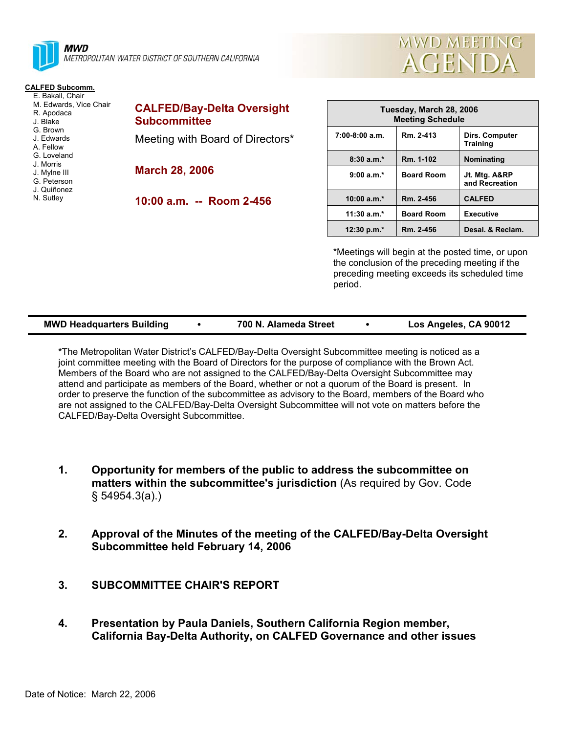**MWD**
METROPOLITAN WATER DISTRICT OF SOUTHERN CALIFORNIA

# MWD MEETING AGENDA

**CALFED Subcomm.**
- E. Bakall, Chair
- M. Edwards, Vice Chair
- R. Apodaca
- J. Blake
- G. Brown
- J. Edwards
- A. Fellow
- G. Loveland
- J. Morris
- J. Mylne III
- G. Peterson
- J. Quiñonez
- N. Sutley

## CALFED/Bay-Delta Oversight Subcommittee

Meeting with Board of Directors*

**March 28, 2006**

**10:00 a.m. -- Room 2-456**

| Tuesday, March 28, 2006 Meeting Schedule | | |
|---|---|---|
| 7:00-8:00 a.m. | Rm. 2-413 | Dirs. Computer Training |
| 8:30 a.m.* | Rm. 1-102 | Nominating |
| 9:00 a.m.* | Board Room | Jt. Mtg. A&RP and Recreation |
| 10:00 a.m.* | Rm. 2-456 | CALFED |
| 11:30 a.m.* | Board Room | Executive |
| 12:30 p.m.* | Rm. 2-456 | Desal. & Reclam. |

*Meetings will begin at the posted time, or upon the conclusion of the preceding meeting if the preceding meeting exceeds its scheduled time period.

**MWD Headquarters Building • 700 N. Alameda Street • Los Angeles, CA 90012**

***The Metropolitan Water District's CALFED/Bay-Delta Oversight Subcommittee meeting is noticed as a joint committee meeting with the Board of Directors for the purpose of compliance with the Brown Act. Members of the Board who are not assigned to the CALFED/Bay-Delta Oversight Subcommittee may attend and participate as members of the Board, whether or not a quorum of the Board is present. In order to preserve the function of the subcommittee as advisory to the Board, members of the Board who are not assigned to the CALFED/Bay-Delta Oversight Subcommittee will not vote on matters before the CALFED/Bay-Delta Oversight Subcommittee.

1. **Opportunity for members of the public to address the subcommittee on matters within the subcommittee's jurisdiction** (As required by Gov. Code § 54954.3(a).)

2. **Approval of the Minutes of the meeting of the CALFED/Bay-Delta Oversight Subcommittee held February 14, 2006**

3. **SUBCOMMITTEE CHAIR'S REPORT**

4. **Presentation by Paula Daniels, Southern California Region member, California Bay-Delta Authority, on CALFED Governance and other issues**

Date of Notice: March 22, 2006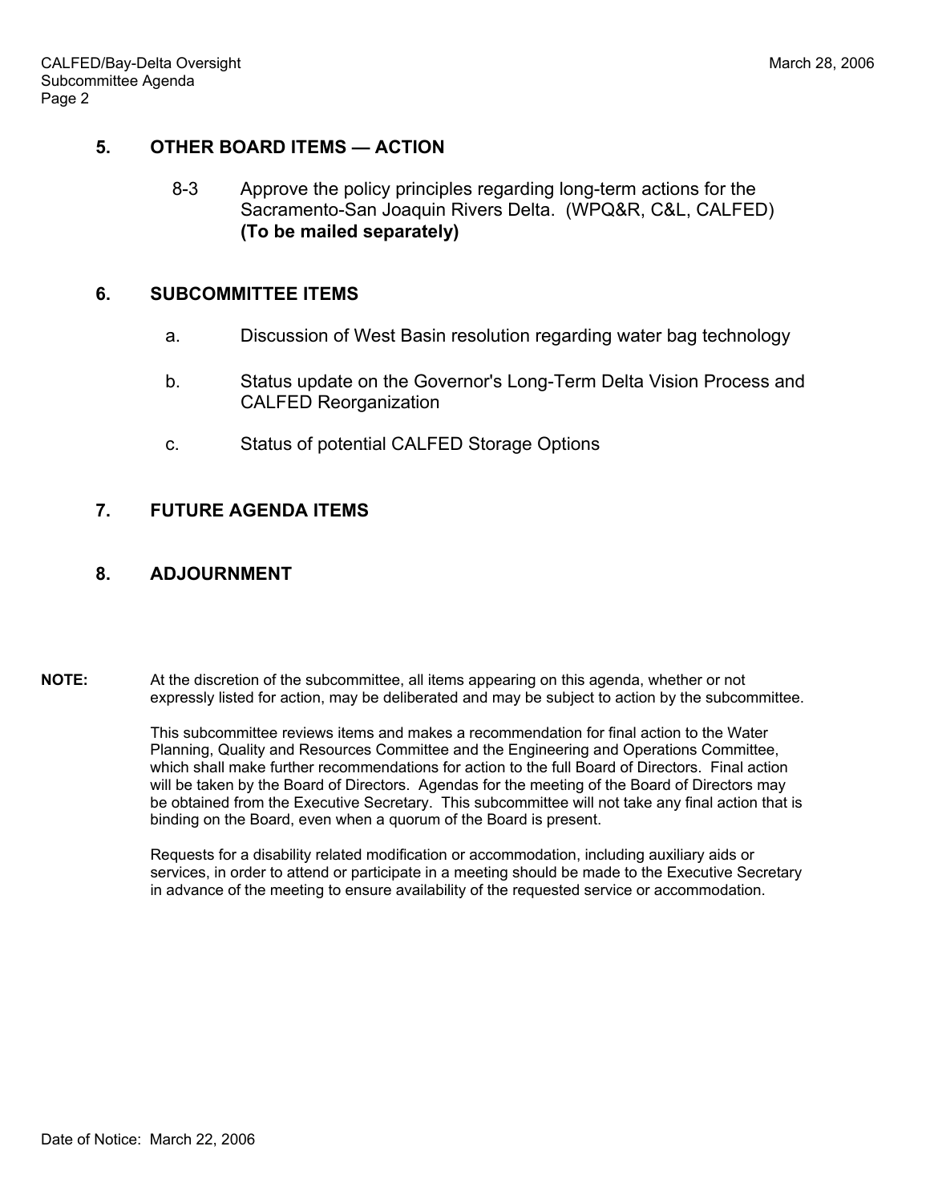## 5. OTHER BOARD ITEMS — ACTION

8-3 Approve the policy principles regarding long-term actions for the Sacramento-San Joaquin Rivers Delta. (WPQ&R, C&L, CALFED) **(To be mailed separately)**

## 6. SUBCOMMITTEE ITEMS

a. Discussion of West Basin resolution regarding water bag technology

b. Status update on the Governor's Long-Term Delta Vision Process and CALFED Reorganization

c. Status of potential CALFED Storage Options

## 7. FUTURE AGENDA ITEMS

## 8. ADJOURNMENT

**NOTE:** At the discretion of the subcommittee, all items appearing on this agenda, whether or not expressly listed for action, may be deliberated and may be subject to action by the subcommittee.

This subcommittee reviews items and makes a recommendation for final action to the Water Planning, Quality and Resources Committee and the Engineering and Operations Committee, which shall make further recommendations for action to the full Board of Directors. Final action will be taken by the Board of Directors. Agendas for the meeting of the Board of Directors may be obtained from the Executive Secretary. This subcommittee will not take any final action that is binding on the Board, even when a quorum of the Board is present.

Requests for a disability related modification or accommodation, including auxiliary aids or services, in order to attend or participate in a meeting should be made to the Executive Secretary in advance of the meeting to ensure availability of the requested service or accommodation.

Date of Notice: March 22, 2006